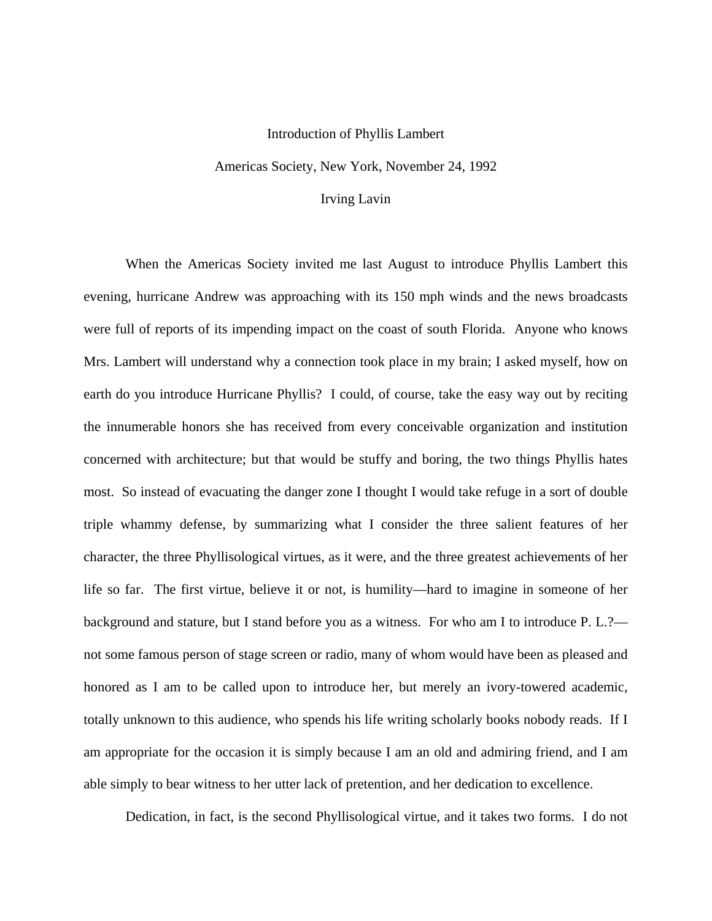Introduction of Phyllis Lambert

Americas Society, New York, November 24, 1992

Irving Lavin

When the Americas Society invited me last August to introduce Phyllis Lambert this evening, hurricane Andrew was approaching with its 150 mph winds and the news broadcasts were full of reports of its impending impact on the coast of south Florida. Anyone who knows Mrs. Lambert will understand why a connection took place in my brain; I asked myself, how on earth do you introduce Hurricane Phyllis? I could, of course, take the easy way out by reciting the innumerable honors she has received from every conceivable organization and institution concerned with architecture; but that would be stuffy and boring, the two things Phyllis hates most. So instead of evacuating the danger zone I thought I would take refuge in a sort of double triple whammy defense, by summarizing what I consider the three salient features of her character, the three Phyllisological virtues, as it were, and the three greatest achievements of her life so far. The first virtue, believe it or not, is humility—hard to imagine in someone of her background and stature, but I stand before you as a witness. For who am I to introduce P. L.?—not some famous person of stage screen or radio, many of whom would have been as pleased and honored as I am to be called upon to introduce her, but merely an ivory-towered academic, totally unknown to this audience, who spends his life writing scholarly books nobody reads. If I am appropriate for the occasion it is simply because I am an old and admiring friend, and I am able simply to bear witness to her utter lack of pretention, and her dedication to excellence.

Dedication, in fact, is the second Phyllisological virtue, and it takes two forms. I do not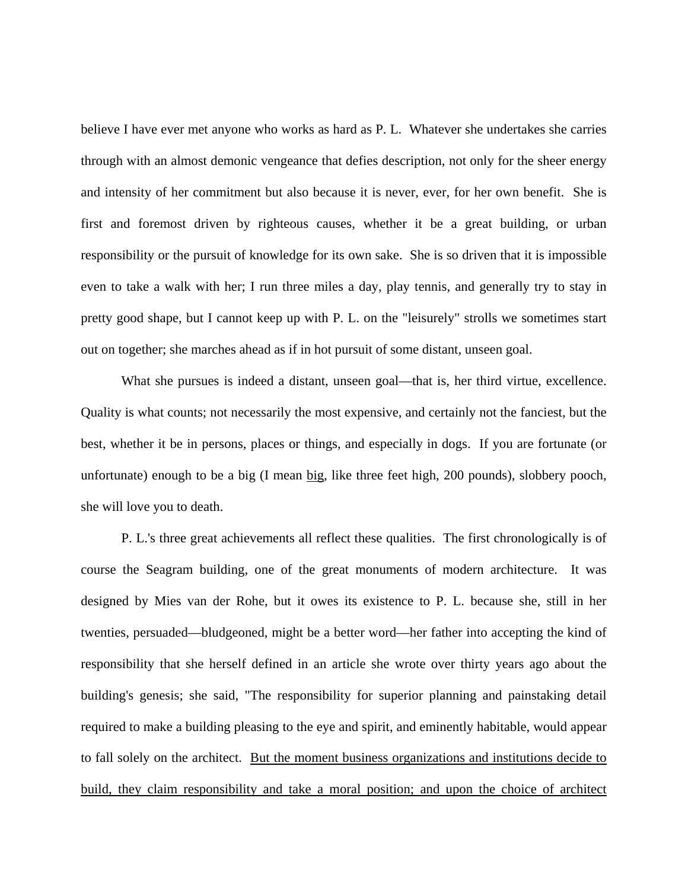believe I have ever met anyone who works as hard as P. L. Whatever she undertakes she carries through with an almost demonic vengeance that defies description, not only for the sheer energy and intensity of her commitment but also because it is never, ever, for her own benefit. She is first and foremost driven by righteous causes, whether it be a great building, or urban responsibility or the pursuit of knowledge for its own sake. She is so driven that it is impossible even to take a walk with her; I run three miles a day, play tennis, and generally try to stay in pretty good shape, but I cannot keep up with P. L. on the "leisurely" strolls we sometimes start out on together; she marches ahead as if in hot pursuit of some distant, unseen goal.

What she pursues is indeed a distant, unseen goal—that is, her third virtue, excellence. Quality is what counts; not necessarily the most expensive, and certainly not the fanciest, but the best, whether it be in persons, places or things, and especially in dogs. If you are fortunate (or unfortunate) enough to be a big (I mean <u>big</u>, like three feet high, 200 pounds), slobbery pooch, she will love you to death.

P. L.'s three great achievements all reflect these qualities. The first chronologically is of course the Seagram building, one of the great monuments of modern architecture. It was designed by Mies van der Rohe, but it owes its existence to P. L. because she, still in her twenties, persuaded—bludgeoned, might be a better word—her father into accepting the kind of responsibility that she herself defined in an article she wrote over thirty years ago about the building's genesis; she said, "The responsibility for superior planning and painstaking detail required to make a building pleasing to the eye and spirit, and eminently habitable, would appear to fall solely on the architect. <u>But the moment business organizations and institutions decide to build, they claim responsibility and take a moral position; and upon the choice of architect</u>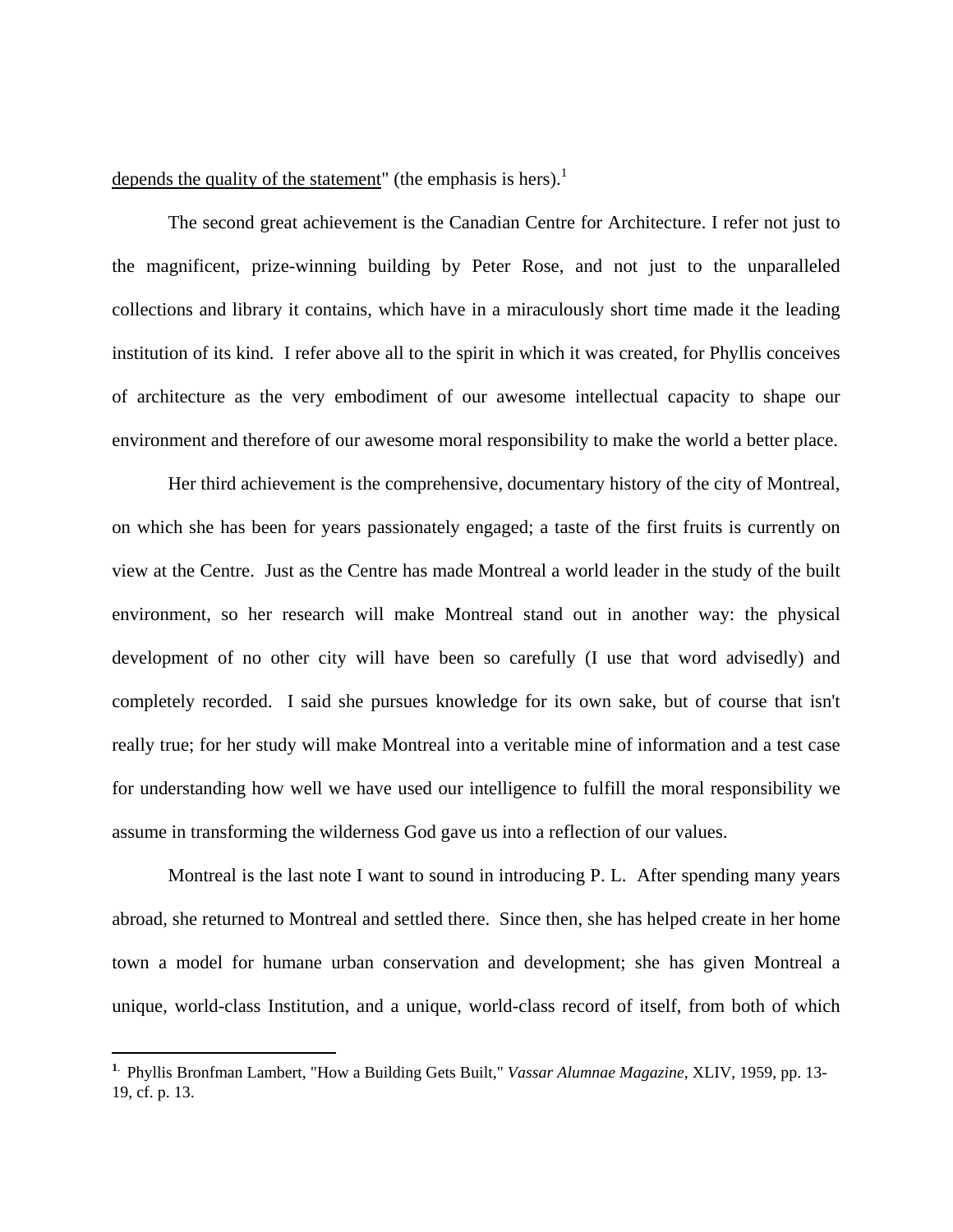<u>depends the quality of the statement</u>" (the emphasis is hers).[1]

The second great achievement is the Canadian Centre for Architecture. I refer not just to the magnificent, prize-winning building by Peter Rose, and not just to the unparalleled collections and library it contains, which have in a miraculously short time made it the leading institution of its kind. I refer above all to the spirit in which it was created, for Phyllis conceives of architecture as the very embodiment of our awesome intellectual capacity to shape our environment and therefore of our awesome moral responsibility to make the world a better place.

Her third achievement is the comprehensive, documentary history of the city of Montreal, on which she has been for years passionately engaged; a taste of the first fruits is currently on view at the Centre. Just as the Centre has made Montreal a world leader in the study of the built environment, so her research will make Montreal stand out in another way: the physical development of no other city will have been so carefully (I use that word advisedly) and completely recorded. I said she pursues knowledge for its own sake, but of course that isn't really true; for her study will make Montreal into a veritable mine of information and a test case for understanding how well we have used our intelligence to fulfill the moral responsibility we assume in transforming the wilderness God gave us into a reflection of our values.

Montreal is the last note I want to sound in introducing P. L. After spending many years abroad, she returned to Montreal and settled there. Since then, she has helped create in her home town a model for humane urban conservation and development; she has given Montreal a unique, world-class Institution, and a unique, world-class record of itself, from both of which

---

[1] Phyllis Bronfman Lambert, "How a Building Gets Built," *Vassar Alumnae Magazine*, XLIV, 1959, pp. 13-19, cf. p. 13.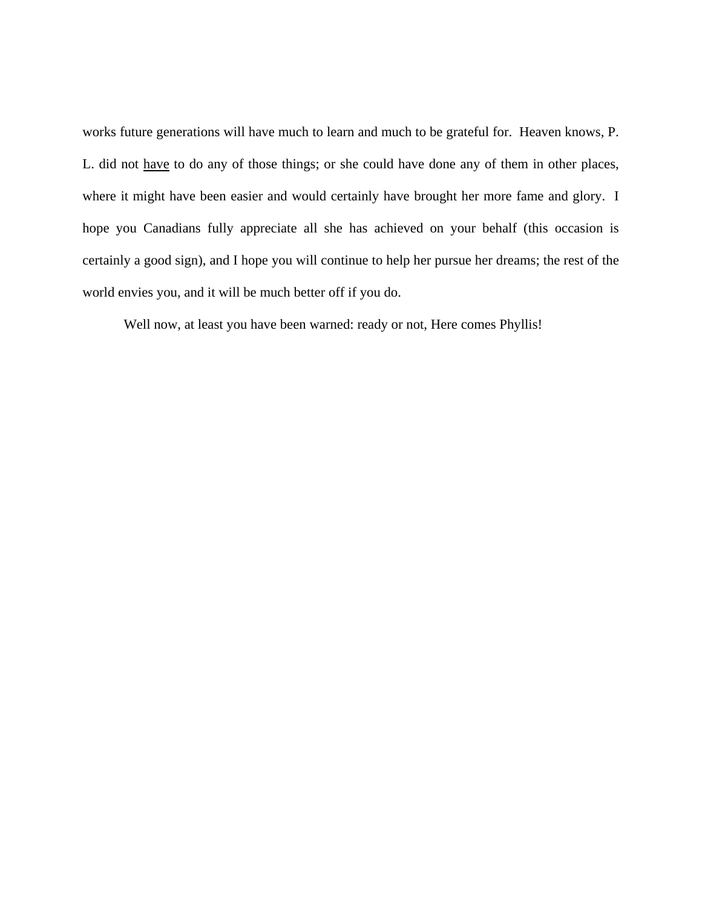works future generations will have much to learn and much to be grateful for. Heaven knows, P. L. did not <u>have</u> to do any of those things; or she could have done any of them in other places, where it might have been easier and would certainly have brought her more fame and glory. I hope you Canadians fully appreciate all she has achieved on your behalf (this occasion is certainly a good sign), and I hope you will continue to help her pursue her dreams; the rest of the world envies you, and it will be much better off if you do.

Well now, at least you have been warned: ready or not, Here comes Phyllis!